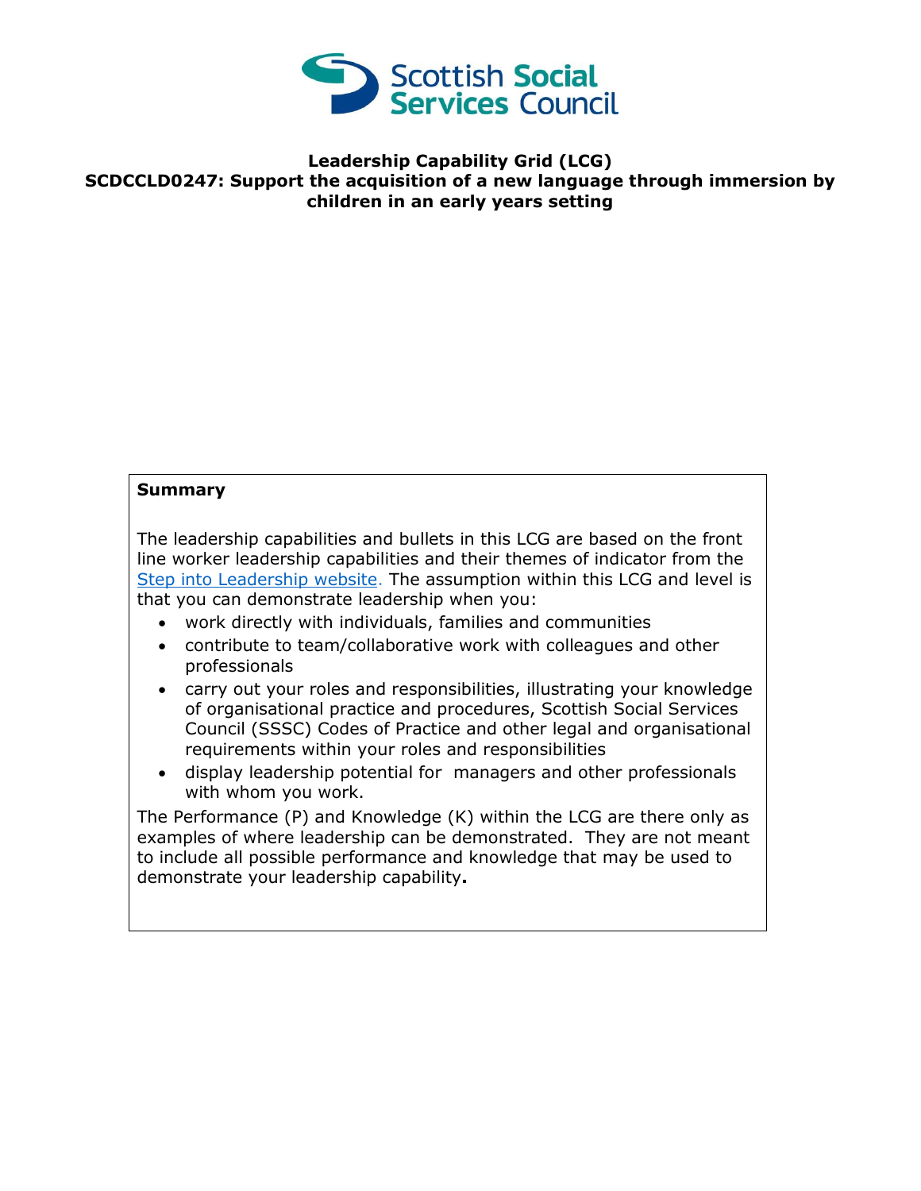# Leadership Capability Grid (LCG)

## SCDCCLD0247: Support the acquisition of a new language through immersion by children in an early years setting

**Summary**

The leadership capabilities and bullets in this LCG are based on the front line worker leadership capabilities and their themes of indicator from the Step into Leadership website. The assumption within this LCG and level is that you can demonstrate leadership when you:

- work directly with individuals, families and communities
- contribute to team/collaborative work with colleagues and other professionals
- carry out your roles and responsibilities, illustrating your knowledge of organisational practice and procedures, Scottish Social Services Council (SSSC) Codes of Practice and other legal and organisational requirements within your roles and responsibilities
- display leadership potential for managers and other professionals with whom you work.

The Performance (P) and Knowledge (K) within the LCG are there only as examples of where leadership can be demonstrated. They are not meant to include all possible performance and knowledge that may be used to demonstrate your leadership capability**.**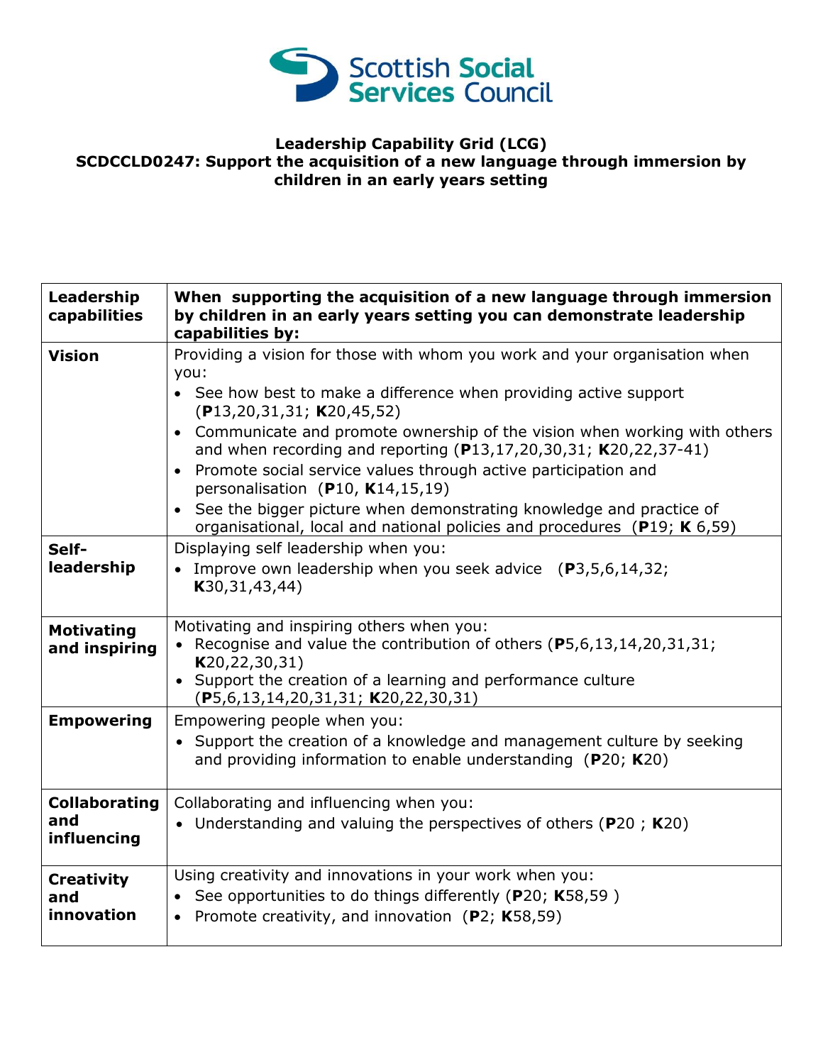**Leadership Capability Grid (LCG)**
**SCDCCLD0247: Support the acquisition of a new language through immersion by children in an early years setting**

| **Leadership capabilities** | **When supporting the acquisition of a new language through immersion by children in an early years setting you can demonstrate leadership capabilities by:** |
|---|---|
| **Vision** | Providing a vision for those with whom you work and your organisation when you:<br>• See how best to make a difference when providing active support (**P**13,20,31,31; **K**20,45,52)<br>• Communicate and promote ownership of the vision when working with others and when recording and reporting (**P**13,17,20,30,31; **K**20,22,37-41)<br>• Promote social service values through active participation and personalisation (**P**10, **K**14,15,19)<br>• See the bigger picture when demonstrating knowledge and practice of organisational, local and national policies and procedures (**P**19; **K** 6,59) |
| **Self-leadership** | Displaying self leadership when you:<br>• Improve own leadership when you seek advice (**P**3,5,6,14,32; **K**30,31,43,44) |
| **Motivating and inspiring** | Motivating and inspiring others when you:<br>• Recognise and value the contribution of others (**P**5,6,13,14,20,31,31; **K**20,22,30,31)<br>• Support the creation of a learning and performance culture (**P**5,6,13,14,20,31,31; **K**20,22,30,31) |
| **Empowering** | Empowering people when you:<br>• Support the creation of a knowledge and management culture by seeking and providing information to enable understanding (**P**20; **K**20) |
| **Collaborating and influencing** | Collaborating and influencing when you:<br>• Understanding and valuing the perspectives of others (**P**20 ; **K**20) |
| **Creativity and innovation** | Using creativity and innovations in your work when you:<br>• See opportunities to do things differently (**P**20; **K**58,59 )<br>• Promote creativity, and innovation (**P**2; **K**58,59) |